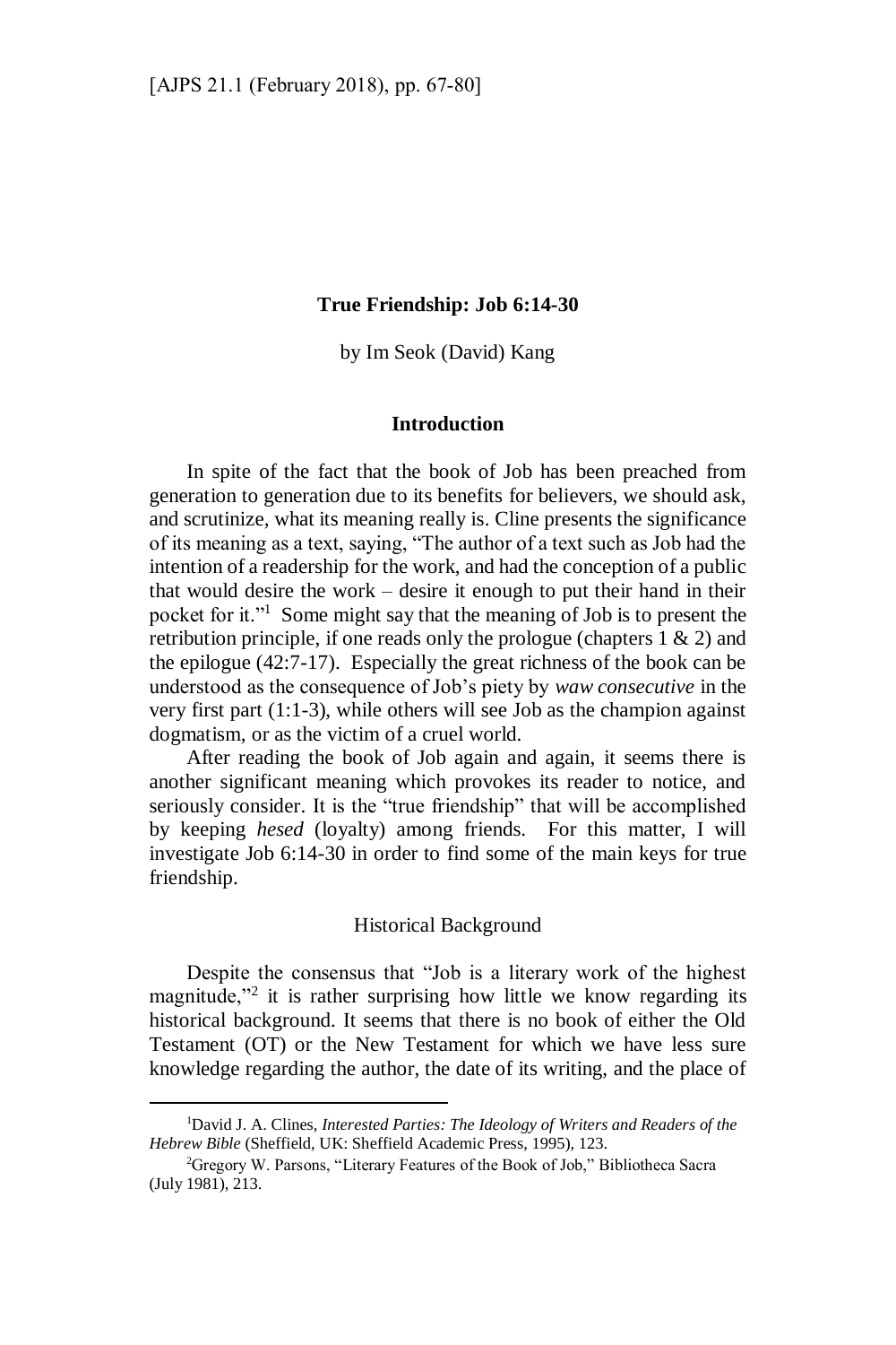# True Friendship: Job 6:14-30

by Im Seok (David) Kang

## Introduction

In spite of the fact that the book of Job has been preached from generation to generation due to its benefits for believers, we should ask, and scrutinize, what its meaning really is. Cline presents the significance of its meaning as a text, saying, "The author of a text such as Job had the intention of a readership for the work, and had the conception of a public that would desire the work – desire it enough to put their hand in their pocket for it."[1] Some might say that the meaning of Job is to present the retribution principle, if one reads only the prologue (chapters 1 & 2) and the epilogue (42:7-17). Especially the great richness of the book can be understood as the consequence of Job's piety by *waw consecutive* in the very first part (1:1-3), while others will see Job as the champion against dogmatism, or as the victim of a cruel world.

After reading the book of Job again and again, it seems there is another significant meaning which provokes its reader to notice, and seriously consider. It is the "true friendship" that will be accomplished by keeping *hesed* (loyalty) among friends. For this matter, I will investigate Job 6:14-30 in order to find some of the main keys for true friendship.

### Historical Background

Despite the consensus that "Job is a literary work of the highest magnitude,"[2] it is rather surprising how little we know regarding its historical background. It seems that there is no book of either the Old Testament (OT) or the New Testament for which we have less sure knowledge regarding the author, the date of its writing, and the place of

---

[1]David J. A. Clines, *Interested Parties: The Ideology of Writers and Readers of the Hebrew Bible* (Sheffield, UK: Sheffield Academic Press, 1995), 123.

[2]Gregory W. Parsons, "Literary Features of the Book of Job," Bibliotheca Sacra (July 1981), 213.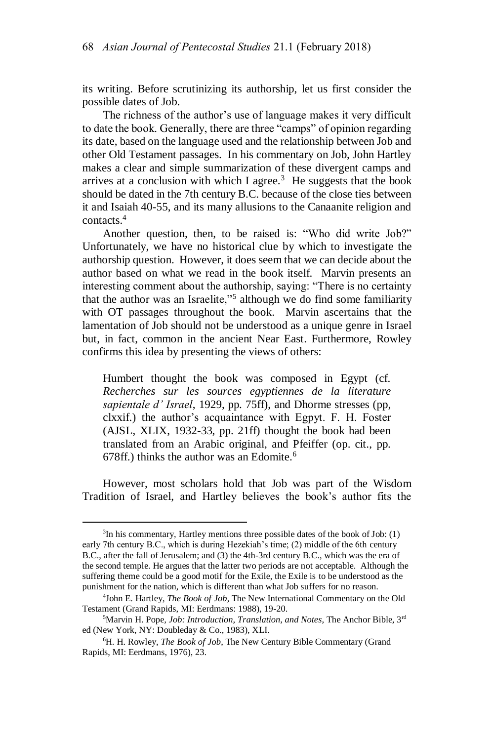its writing. Before scrutinizing its authorship, let us first consider the possible dates of Job.

The richness of the author's use of language makes it very difficult to date the book. Generally, there are three "camps" of opinion regarding its date, based on the language used and the relationship between Job and other Old Testament passages. In his commentary on Job, John Hartley makes a clear and simple summarization of these divergent camps and arrives at a conclusion with which I agree.[3] He suggests that the book should be dated in the 7th century B.C. because of the close ties between it and Isaiah 40-55, and its many allusions to the Canaanite religion and contacts.[4]

Another question, then, to be raised is: "Who did write Job?" Unfortunately, we have no historical clue by which to investigate the authorship question. However, it does seem that we can decide about the author based on what we read in the book itself. Marvin presents an interesting comment about the authorship, saying: "There is no certainty that the author was an Israelite,"[5] although we do find some familiarity with OT passages throughout the book. Marvin ascertains that the lamentation of Job should not be understood as a unique genre in Israel but, in fact, common in the ancient Near East. Furthermore, Rowley confirms this idea by presenting the views of others:

> Humbert thought the book was composed in Egypt (cf. *Recherches sur les sources egyptiennes de la literature sapientale d' Israel*, 1929, pp. 75ff), and Dhorme stresses (pp, clxxif.) the author's acquaintance with Egpyt. F. H. Foster (AJSL, XLIX, 1932-33, pp. 21ff) thought the book had been translated from an Arabic original, and Pfeiffer (op. cit., pp. 678ff.) thinks the author was an Edomite.[6]

However, most scholars hold that Job was part of the Wisdom Tradition of Israel, and Hartley believes the book's author fits the

---

[3] In his commentary, Hartley mentions three possible dates of the book of Job: (1) early 7th century B.C., which is during Hezekiah's time; (2) middle of the 6th century B.C., after the fall of Jerusalem; and (3) the 4th-3rd century B.C., which was the era of the second temple. He argues that the latter two periods are not acceptable. Although the suffering theme could be a good motif for the Exile, the Exile is to be understood as the punishment for the nation, which is different than what Job suffers for no reason.

[4] John E. Hartley, *The Book of Job*, The New International Commentary on the Old Testament (Grand Rapids, MI: Eerdmans: 1988), 19-20.

[5] Marvin H. Pope, *Job: Introduction, Translation, and Notes*, The Anchor Bible, 3rd ed (New York, NY: Doubleday & Co., 1983), XLI.

[6] H. H. Rowley, *The Book of Job*, The New Century Bible Commentary (Grand Rapids, MI: Eerdmans, 1976), 23.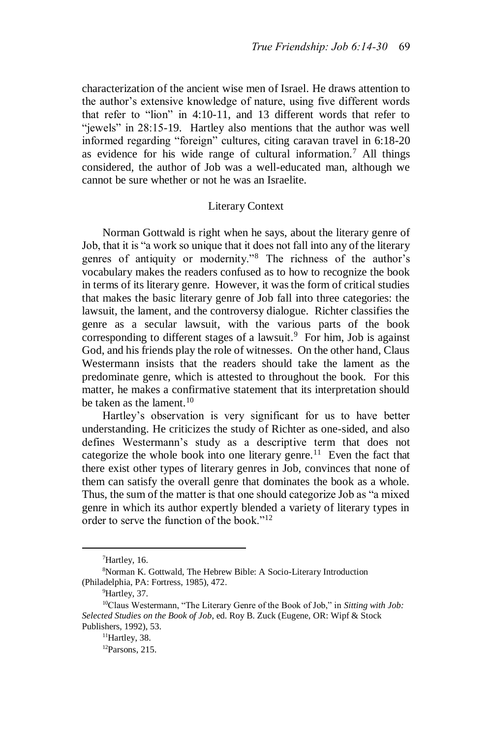characterization of the ancient wise men of Israel. He draws attention to the author's extensive knowledge of nature, using five different words that refer to "lion" in 4:10-11, and 13 different words that refer to "jewels" in 28:15-19. Hartley also mentions that the author was well informed regarding "foreign" cultures, citing caravan travel in 6:18-20 as evidence for his wide range of cultural information.[7] All things considered, the author of Job was a well-educated man, although we cannot be sure whether or not he was an Israelite.

## Literary Context

Norman Gottwald is right when he says, about the literary genre of Job, that it is "a work so unique that it does not fall into any of the literary genres of antiquity or modernity."[8] The richness of the author's vocabulary makes the readers confused as to how to recognize the book in terms of its literary genre. However, it was the form of critical studies that makes the basic literary genre of Job fall into three categories: the lawsuit, the lament, and the controversy dialogue. Richter classifies the genre as a secular lawsuit, with the various parts of the book corresponding to different stages of a lawsuit.[9] For him, Job is against God, and his friends play the role of witnesses. On the other hand, Claus Westermann insists that the readers should take the lament as the predominate genre, which is attested to throughout the book. For this matter, he makes a confirmative statement that its interpretation should be taken as the lament.[10]

Hartley's observation is very significant for us to have better understanding. He criticizes the study of Richter as one-sided, and also defines Westermann's study as a descriptive term that does not categorize the whole book into one literary genre.[11] Even the fact that there exist other types of literary genres in Job, convinces that none of them can satisfy the overall genre that dominates the book as a whole. Thus, the sum of the matter is that one should categorize Job as "a mixed genre in which its author expertly blended a variety of literary types in order to serve the function of the book."[12]

---

[7]Hartley, 16.

[8]Norman K. Gottwald, The Hebrew Bible: A Socio-Literary Introduction (Philadelphia, PA: Fortress, 1985), 472.

[9]Hartley, 37.

[10]Claus Westermann, "The Literary Genre of the Book of Job," in *Sitting with Job: Selected Studies on the Book of Job*, ed. Roy B. Zuck (Eugene, OR: Wipf & Stock Publishers, 1992), 53.

[11]Hartley, 38.

[12]Parsons, 215.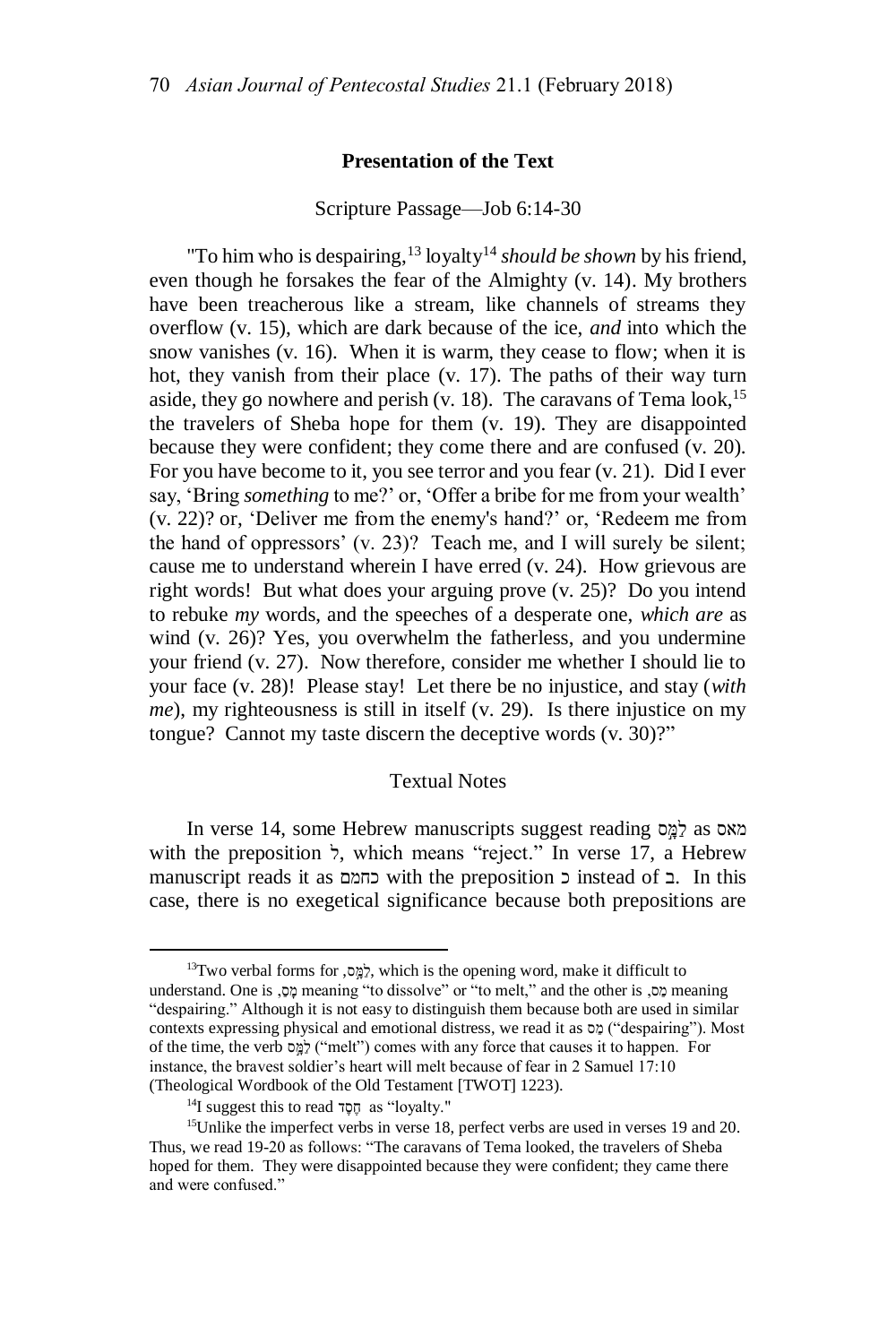### Presentation of the Text

Scripture Passage—Job 6:14-30

"To him who is despairing,[13] loyalty[14] *should be shown* by his friend, even though he forsakes the fear of the Almighty (v. 14). My brothers have been treacherous like a stream, like channels of streams they overflow (v. 15), which are dark because of the ice, *and* into which the snow vanishes (v. 16). When it is warm, they cease to flow; when it is hot, they vanish from their place (v. 17). The paths of their way turn aside, they go nowhere and perish (v. 18). The caravans of Tema look,[15] the travelers of Sheba hope for them (v. 19). They are disappointed because they were confident; they come there and are confused (v. 20). For you have become to it, you see terror and you fear (v. 21). Did I ever say, 'Bring *something* to me?' or, 'Offer a bribe for me from your wealth' (v. 22)? or, 'Deliver me from the enemy's hand?' or, 'Redeem me from the hand of oppressors' (v. 23)? Teach me, and I will surely be silent; cause me to understand wherein I have erred (v. 24). How grievous are right words! But what does your arguing prove (v. 25)? Do you intend to rebuke *my* words, and the speeches of a desperate one, *which are* as wind (v. 26)? Yes, you overwhelm the fatherless, and you undermine your friend (v. 27). Now therefore, consider me whether I should lie to your face (v. 28)! Please stay! Let there be no injustice, and stay (*with me*), my righteousness is still in itself (v. 29). Is there injustice on my tongue? Cannot my taste discern the deceptive words (v. 30)?"

Textual Notes

In verse 14, some Hebrew manuscripts suggest reading לַמָּס as מאס with the preposition לְ, which means "reject." In verse 17, a Hebrew manuscript reads it as כחמם with the preposition כ instead of ב. In this case, there is no exegetical significance because both prepositions are

[13] Two verbal forms for ,לַמָּס, which is the opening word, make it difficult to understand. One is ,מָס meaning "to dissolve" or "to melt," and the other is ,מַס meaning "despairing." Although it is not easy to distinguish them because both are used in similar contexts expressing physical and emotional distress, we read it as מַס ("despairing"). Most of the time, the verb לַמָּס ("melt") comes with any force that causes it to happen. For instance, the bravest soldier's heart will melt because of fear in 2 Samuel 17:10 (Theological Wordbook of the Old Testament [TWOT] 1223).

[14] I suggest this to read חֶסֶד as "loyalty."

[15] Unlike the imperfect verbs in verse 18, perfect verbs are used in verses 19 and 20. Thus, we read 19-20 as follows: "The caravans of Tema looked, the travelers of Sheba hoped for them. They were disappointed because they were confident; they came there and were confused."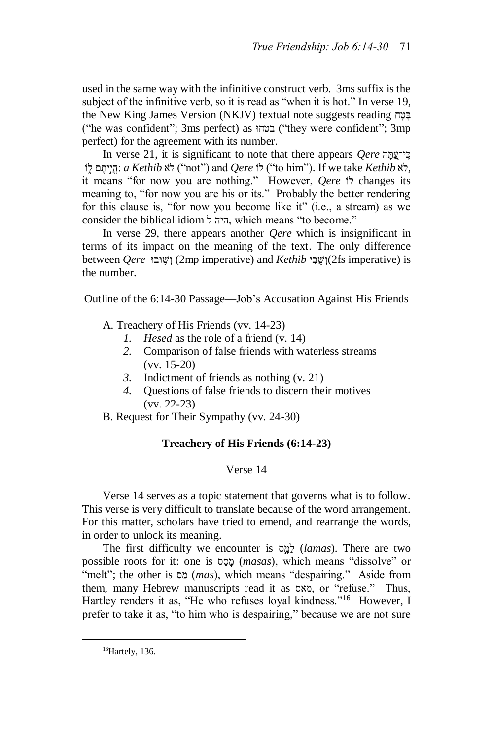used in the same way with the infinitive construct verb. 3ms suffix is the subject of the infinitive verb, so it is read as "when it is hot." In verse 19, the New King James Version (NKJV) textual note suggests reading בָּטָח ("he was confident"; 3ms perfect) as בטחוּ ("they were confident"; 3mp perfect) for the agreement with its number.

In verse 21, it is significant to note that there appears *Qere* כִּי־עַתָּה הֱיִיתֶם לוֹ: *a Kethib* לֹא ("not") and *Qere* לוֹ ("to him"). If we take *Kethib* לֹא, it means "for now you are nothing." However, *Qere* לוֹ changes its meaning to, "for now you are his or its." Probably the better rendering for this clause is, "for now you become like it" (i.e., a stream) as we consider the biblical idiom היה ל, which means "to become."

In verse 29, there appears another *Qere* which is insignificant in terms of its impact on the meaning of the text. The only difference between *Qere* וְשׁוּבוּ (2mp imperative) and *Kethib* וְשֻׁבִי (2fs imperative) is the number.

Outline of the 6:14-30 Passage—Job's Accusation Against His Friends

A. Treachery of His Friends (vv. 14-23)
  1. *Hesed* as the role of a friend (v. 14)
  2. Comparison of false friends with waterless streams (vv. 15-20)
  3. Indictment of friends as nothing (v. 21)
  4. Questions of false friends to discern their motives (vv. 22-23)

B. Request for Their Sympathy (vv. 24-30)

## Treachery of His Friends (6:14-23)

### Verse 14

Verse 14 serves as a topic statement that governs what is to follow. This verse is very difficult to translate because of the word arrangement. For this matter, scholars have tried to emend, and rearrange the words, in order to unlock its meaning.

The first difficulty we encounter is לַמָּס (*lamas*). There are two possible roots for it: one is מָסַס (*masas*), which means "dissolve" or "melt"; the other is מַס (*mas*), which means "despairing." Aside from them, many Hebrew manuscripts read it as מאס, or "refuse." Thus, Hartley renders it as, "He who refuses loyal kindness."[16] However, I prefer to take it as, "to him who is despairing," because we are not sure

[16] Hartely, 136.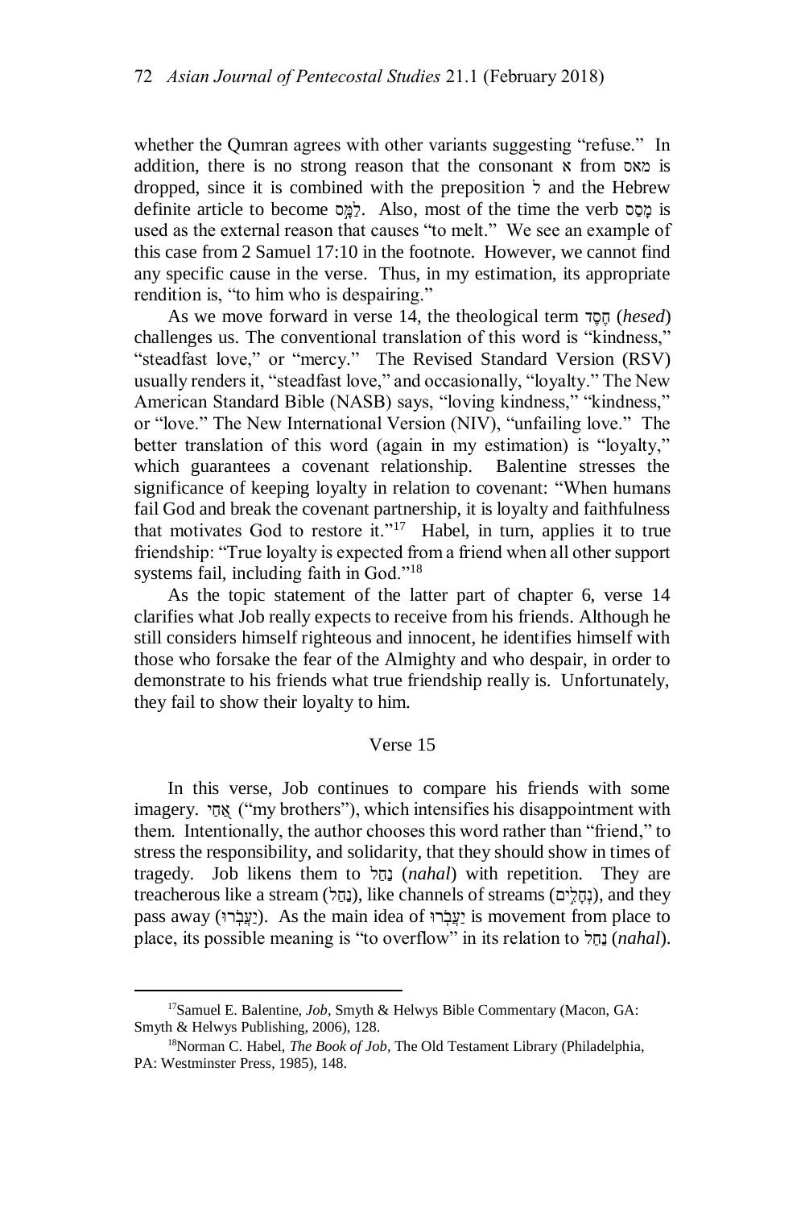whether the Qumran agrees with other variants suggesting "refuse." In addition, there is no strong reason that the consonant א from מאס is dropped, since it is combined with the preposition ל and the Hebrew definite article to become לַמָּס. Also, most of the time the verb מָסַס is used as the external reason that causes "to melt." We see an example of this case from 2 Samuel 17:10 in the footnote. However, we cannot find any specific cause in the verse. Thus, in my estimation, its appropriate rendition is, "to him who is despairing."

As we move forward in verse 14, the theological term חֶסֶד (*hesed*) challenges us. The conventional translation of this word is "kindness," "steadfast love," or "mercy." The Revised Standard Version (RSV) usually renders it, "steadfast love," and occasionally, "loyalty." The New American Standard Bible (NASB) says, "loving kindness," "kindness," or "love." The New International Version (NIV), "unfailing love." The better translation of this word (again in my estimation) is "loyalty," which guarantees a covenant relationship. Balentine stresses the significance of keeping loyalty in relation to covenant: "When humans fail God and break the covenant partnership, it is loyalty and faithfulness that motivates God to restore it."[17] Habel, in turn, applies it to true friendship: "True loyalty is expected from a friend when all other support systems fail, including faith in God."[18]

As the topic statement of the latter part of chapter 6, verse 14 clarifies what Job really expects to receive from his friends. Although he still considers himself righteous and innocent, he identifies himself with those who forsake the fear of the Almighty and who despair, in order to demonstrate to his friends what true friendship really is. Unfortunately, they fail to show their loyalty to him.

### Verse 15

In this verse, Job continues to compare his friends with some imagery. אַחַי ("my brothers"), which intensifies his disappointment with them. Intentionally, the author chooses this word rather than "friend," to stress the responsibility, and solidarity, that they should show in times of tragedy. Job likens them to נַחַל (*nahal*) with repetition. They are treacherous like a stream (נַחַל), like channels of streams (נְחָלִים), and they pass away (יַעֲבֹרוּ). As the main idea of יַעֲבֹרוּ is movement from place to place, its possible meaning is "to overflow" in its relation to נַחַל (*nahal*).

---

[17]Samuel E. Balentine, *Job*, Smyth & Helwys Bible Commentary (Macon, GA: Smyth & Helwys Publishing, 2006), 128.

[18]Norman C. Habel, *The Book of Job*, The Old Testament Library (Philadelphia, PA: Westminster Press, 1985), 148.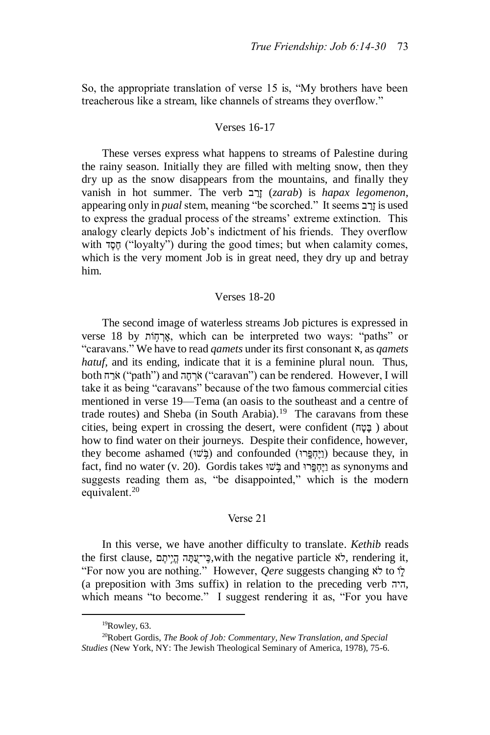So, the appropriate translation of verse 15 is, "My brothers have been treacherous like a stream, like channels of streams they overflow."

### Verses 16-17

These verses express what happens to streams of Palestine during the rainy season. Initially they are filled with melting snow, then they dry up as the snow disappears from the mountains, and finally they vanish in hot summer. The verb זָרַב (*zarab*) is *hapax legomenon*, appearing only in *pual* stem, meaning "be scorched." It seems זָרַב is used to express the gradual process of the streams' extreme extinction. This analogy clearly depicts Job's indictment of his friends. They overflow with חֶסֶד ("loyalty") during the good times; but when calamity comes, which is the very moment Job is in great need, they dry up and betray him.

### Verses 18-20

The second image of waterless streams Job pictures is expressed in verse 18 by אָרְחוֹת, which can be interpreted two ways: "paths" or "caravans." We have to read *qamets* under its first consonant א, as *qamets hatuf,* and its ending, indicate that it is a feminine plural noun. Thus, both אֹרַח ("path") and אֹרְחָה ("caravan") can be rendered. However, I will take it as being "caravans" because of the two famous commercial cities mentioned in verse 19—Tema (an oasis to the southeast and a centre of trade routes) and Sheba (in South Arabia).[19] The caravans from these cities, being expert in crossing the desert, were confident (בָּטָח) about how to find water on their journeys. Despite their confidence, however, they become ashamed (בֹּשׁוּ) and confounded (וַיֶּחְפָּרוּ) because they, in fact, find no water (v. 20). Gordis takes בֹּשׁוּ and וַיֶּחְפָּרוּ as synonyms and suggests reading them as, "be disappointed," which is the modern equivalent.[20]

### Verse 21

In this verse, we have another difficulty to translate. *Kethib* reads the first clause, כִּי־עַתָּה הֱיִיתֶם, with the negative particle לֹא, rendering it, "For now you are nothing." However, *Qere* suggests changing לֹא to לוֹ (a preposition with 3ms suffix) in relation to the preceding verb היה, which means "to become." I suggest rendering it as, "For you have

---

[19] Rowley, 63.

[20] Robert Gordis, *The Book of Job: Commentary, New Translation, and Special Studies* (New York, NY: The Jewish Theological Seminary of America, 1978), 75-6.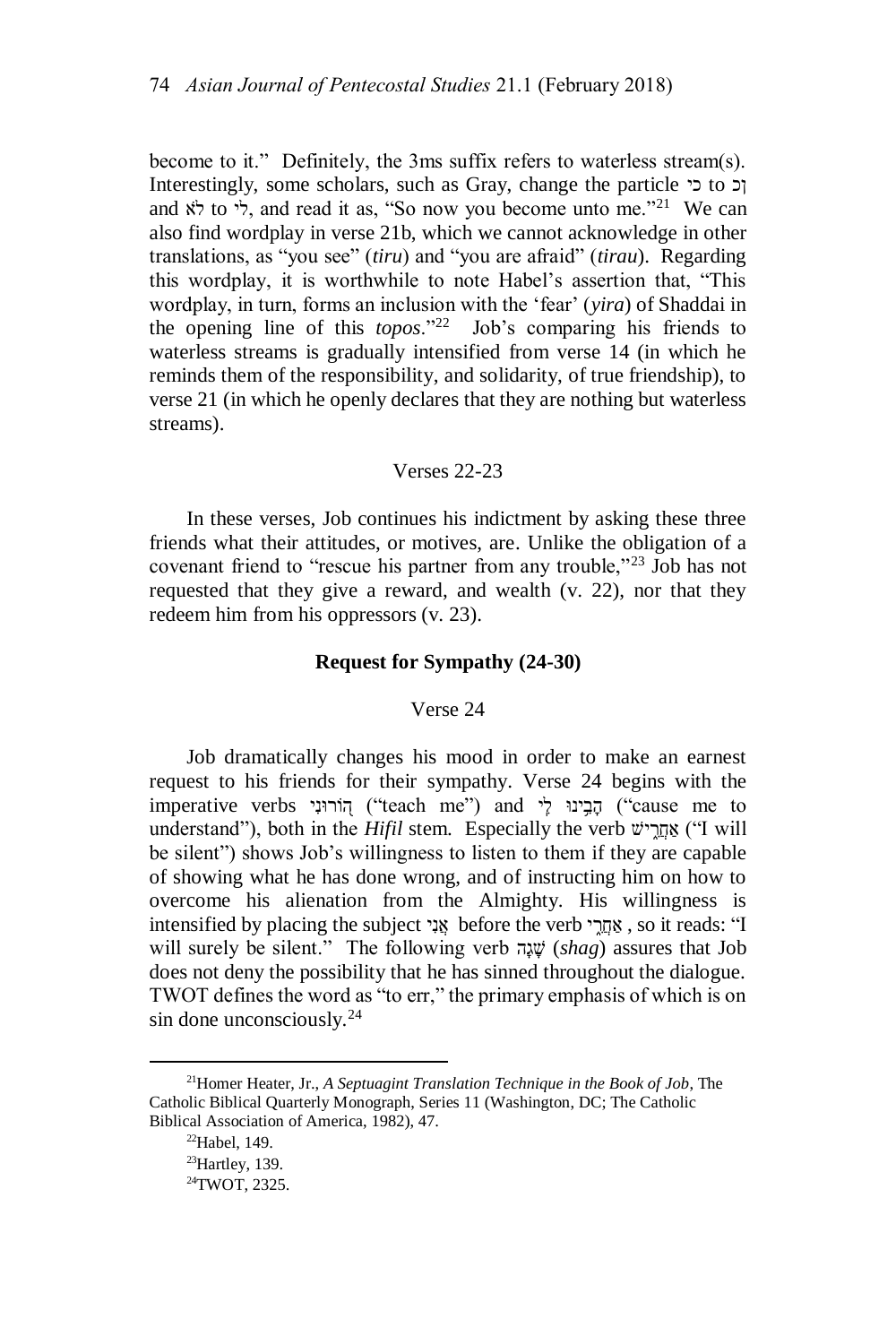become to it." Definitely, the 3ms suffix refers to waterless stream(s). Interestingly, some scholars, such as Gray, change the particle כי to כְן and לֹא to לִי, and read it as, "So now you become unto me."[21] We can also find wordplay in verse 21b, which we cannot acknowledge in other translations, as "you see" (*tiru*) and "you are afraid" (*tirau*). Regarding this wordplay, it is worthwhile to note Habel's assertion that, "This wordplay, in turn, forms an inclusion with the 'fear' (*yira*) of Shaddai in the opening line of this *topos*."[22] Job's comparing his friends to waterless streams is gradually intensified from verse 14 (in which he reminds them of the responsibility, and solidarity, of true friendship), to verse 21 (in which he openly declares that they are nothing but waterless streams).

### Verses 22-23

In these verses, Job continues his indictment by asking these three friends what their attitudes, or motives, are. Unlike the obligation of a covenant friend to "rescue his partner from any trouble,"[23] Job has not requested that they give a reward, and wealth (v. 22), nor that they redeem him from his oppressors (v. 23).

## Request for Sympathy (24-30)

### Verse 24

Job dramatically changes his mood in order to make an earnest request to his friends for their sympathy. Verse 24 begins with the imperative verbs הֽוֹרוּנִי ("teach me") and הָבִינוּ לִי ("cause me to understand"), both in the *Hifil* stem. Especially the verb אַחֲרִישׁ ("I will be silent") shows Job's willingness to listen to them if they are capable of showing what he has done wrong, and of instructing him on how to overcome his alienation from the Almighty. His willingness is intensified by placing the subject אֲנִי before the verb אַחֲרִי, so it reads: "I will surely be silent." The following verb שָׁגָה (*shag*) assures that Job does not deny the possibility that he has sinned throughout the dialogue. TWOT defines the word as "to err," the primary emphasis of which is on sin done unconsciously.[24]

---

[21]Homer Heater, Jr., *A Septuagint Translation Technique in the Book of Job*, The Catholic Biblical Quarterly Monograph, Series 11 (Washington, DC; The Catholic Biblical Association of America, 1982), 47.

[22]Habel, 149.

[23]Hartley, 139.

[24]TWOT, 2325.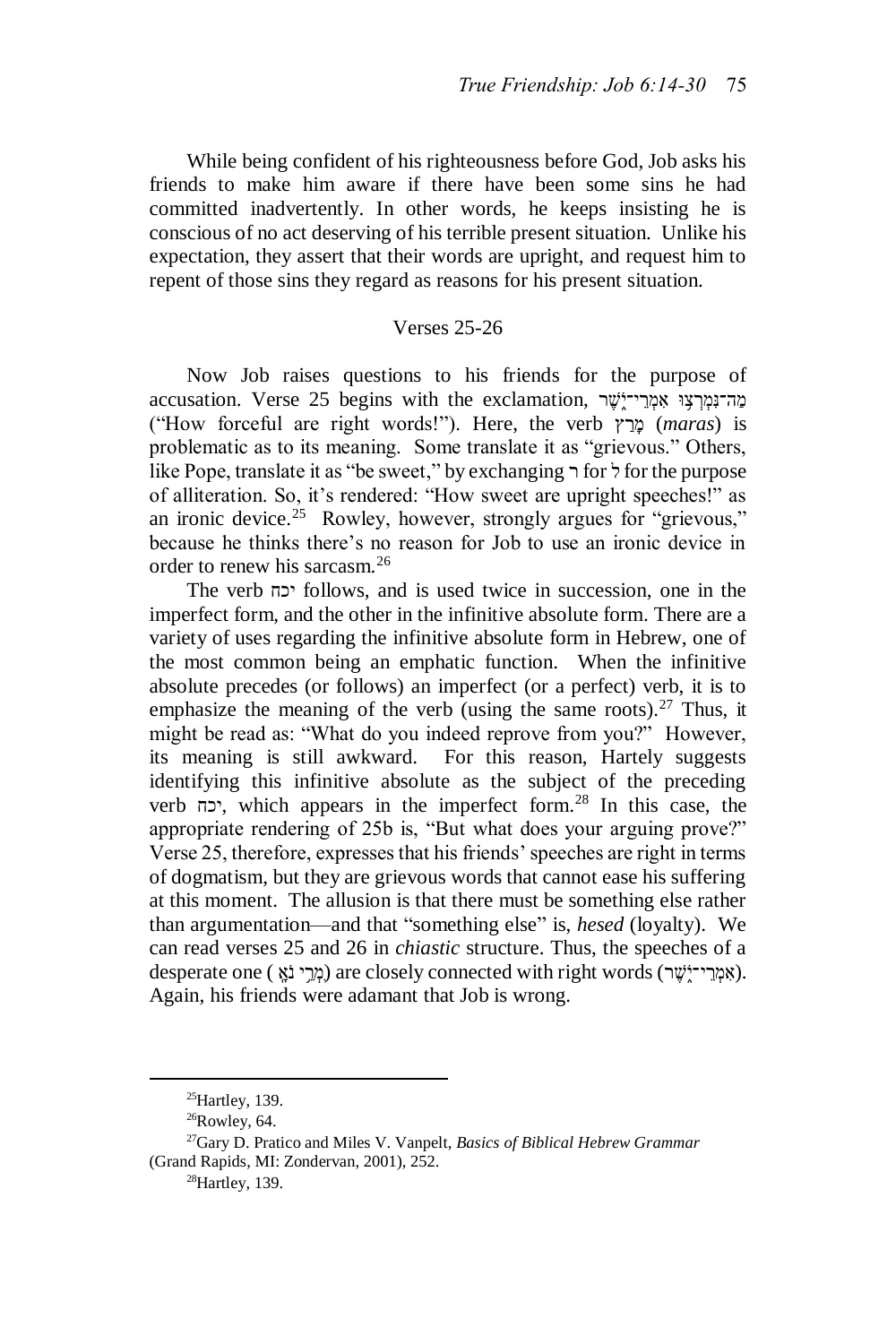While being confident of his righteousness before God, Job asks his friends to make him aware if there have been some sins he had committed inadvertently. In other words, he keeps insisting he is conscious of no act deserving of his terrible present situation. Unlike his expectation, they assert that their words are upright, and request him to repent of those sins they regard as reasons for his present situation.

### Verses 25-26

Now Job raises questions to his friends for the purpose of accusation. Verse 25 begins with the exclamation, מַה־נִּמְרְצוּ אִמְרֵי־יֹשֶׁר ("How forceful are right words!"). Here, the verb מָרַץ (*maras*) is problematic as to its meaning. Some translate it as "grievous." Others, like Pope, translate it as "be sweet," by exchanging ר for ל for the purpose of alliteration. So, it's rendered: "How sweet are upright speeches!" as an ironic device.[25] Rowley, however, strongly argues for "grievous," because he thinks there's no reason for Job to use an ironic device in order to renew his sarcasm.[26]

The verb יכח follows, and is used twice in succession, one in the imperfect form, and the other in the infinitive absolute form. There are a variety of uses regarding the infinitive absolute form in Hebrew, one of the most common being an emphatic function. When the infinitive absolute precedes (or follows) an imperfect (or a perfect) verb, it is to emphasize the meaning of the verb (using the same roots).[27] Thus, it might be read as: "What do you indeed reprove from you?" However, its meaning is still awkward. For this reason, Hartely suggests identifying this infinitive absolute as the subject of the preceding verb יכח, which appears in the imperfect form.[28] In this case, the appropriate rendering of 25b is, "But what does your arguing prove?" Verse 25, therefore, expresses that his friends' speeches are right in terms of dogmatism, but they are grievous words that cannot ease his suffering at this moment. The allusion is that there must be something else rather than argumentation—and that "something else" is, *hesed* (loyalty). We can read verses 25 and 26 in *chiastic* structure. Thus, the speeches of a desperate one (אִמְרֵי נֹאָשׁ) are closely connected with right words (אִמְרֵי־יֹשֶׁר). Again, his friends were adamant that Job is wrong.

---

[25] Hartley, 139.

[26] Rowley, 64.

[27] Gary D. Pratico and Miles V. Vanpelt, *Basics of Biblical Hebrew Grammar* (Grand Rapids, MI: Zondervan, 2001), 252.

[28] Hartley, 139.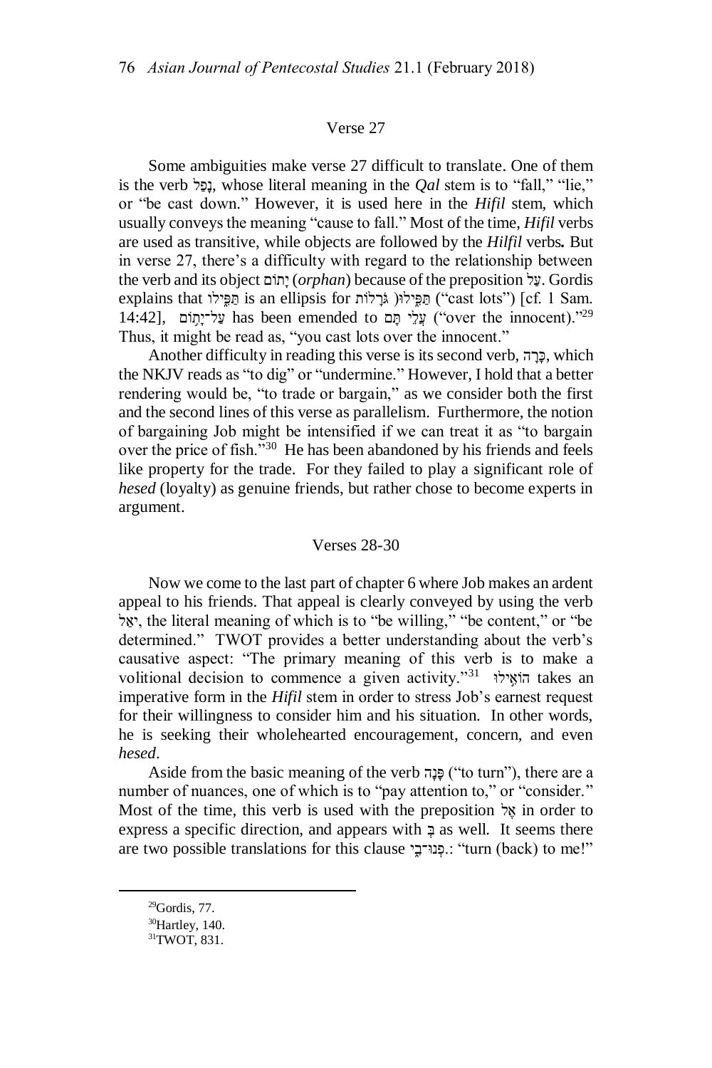### Verse 27

Some ambiguities make verse 27 difficult to translate. One of them is the verb נָפַל, whose literal meaning in the *Qal* stem is to "fall," "lie," or "be cast down." However, it is used here in the *Hifil* stem, which usually conveys the meaning "cause to fall." Most of the time, *Hifil* verbs are used as transitive, while objects are followed by the *Hilfil* verbs**.** But in verse 27, there's a difficulty with regard to the relationship between the verb and its object יָתוֹם (*orphan*) because of the preposition עַל. Gordis explains that תַּפִּילוּ is an ellipsis for תַּפִּילוּ (גֹּרָלוֹת ("cast lots") [cf. 1 Sam. 14:42], עַל־יָתוֹם has been emended to עֲלֵי תָם ("over the innocent)."[29] Thus, it might be read as, "you cast lots over the innocent."

Another difficulty in reading this verse is its second verb, כָּרָה, which the NKJV reads as "to dig" or "undermine." However, I hold that a better rendering would be, "to trade or bargain," as we consider both the first and the second lines of this verse as parallelism. Furthermore, the notion of bargaining Job might be intensified if we can treat it as "to bargain over the price of fish."[30] He has been abandoned by his friends and feels like property for the trade. For they failed to play a significant role of *hesed* (loyalty) as genuine friends, but rather chose to become experts in argument.

### Verses 28-30

Now we come to the last part of chapter 6 where Job makes an ardent appeal to his friends. That appeal is clearly conveyed by using the verb יאל, the literal meaning of which is to "be willing," "be content," or "be determined." TWOT provides a better understanding about the verb's causative aspect: "The primary meaning of this verb is to make a volitional decision to commence a given activity."[31] הוֹאִילוּ takes an imperative form in the *Hifil* stem in order to stress Job's earnest request for their willingness to consider him and his situation. In other words, he is seeking their wholehearted encouragement, concern, and even *hesed*.

Aside from the basic meaning of the verb פָּנָה ("to turn"), there are a number of nuances, one of which is to "pay attention to," or "consider." Most of the time, this verb is used with the preposition אֶל in order to express a specific direction, and appears with בְּ as well. It seems there are two possible translations for this clause פְּנוּ־בִי.: "turn (back) to me!"

---

[29]Gordis, 77.

[30]Hartley, 140.

[31]TWOT, 831.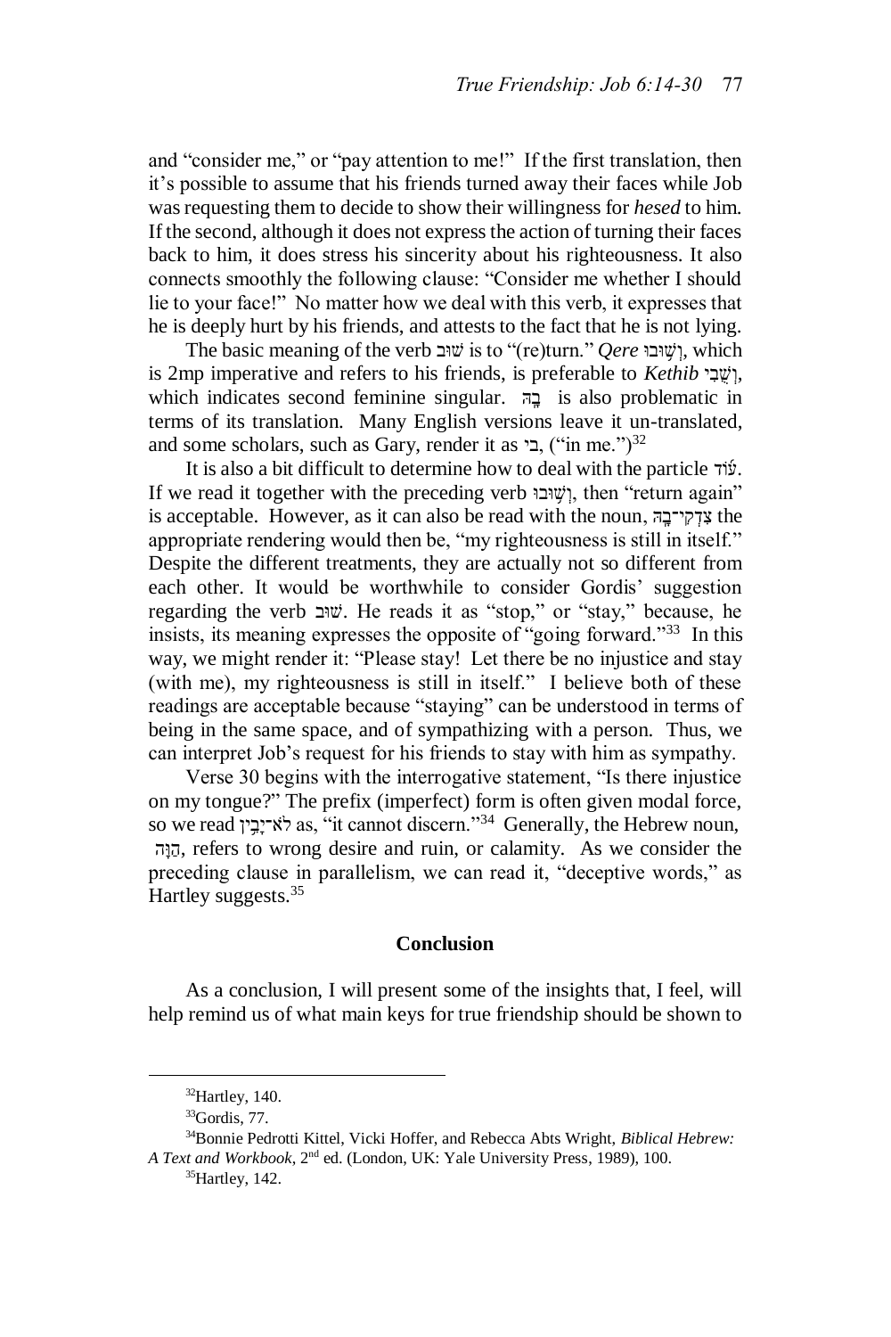and "consider me," or "pay attention to me!" If the first translation, then it's possible to assume that his friends turned away their faces while Job was requesting them to decide to show their willingness for *hesed* to him. If the second, although it does not express the action of turning their faces back to him, it does stress his sincerity about his righteousness. It also connects smoothly the following clause: "Consider me whether I should lie to your face!" No matter how we deal with this verb, it expresses that he is deeply hurt by his friends, and attests to the fact that he is not lying.

The basic meaning of the verb שׁוּב is to "(re)turn." *Qere* וְשׁוּבוּ, which is 2mp imperative and refers to his friends, is preferable to *Kethib* וְשֻׁבִי, which indicates second feminine singular. בָהּ is also problematic in terms of its translation. Many English versions leave it un-translated, and some scholars, such as Gary, render it as בי, ("in me.")[32]

It is also a bit difficult to determine how to deal with the particle עוֹד. If we read it together with the preceding verb וְשׁוּבוּ, then "return again" is acceptable. However, as it can also be read with the noun, צִדְקִי־בָהּ the appropriate rendering would then be, "my righteousness is still in itself." Despite the different treatments, they are actually not so different from each other. It would be worthwhile to consider Gordis' suggestion regarding the verb שׁוּב. He reads it as "stop," or "stay," because, he insists, its meaning expresses the opposite of "going forward."[33] In this way, we might render it: "Please stay! Let there be no injustice and stay (with me), my righteousness is still in itself." I believe both of these readings are acceptable because "staying" can be understood in terms of being in the same space, and of sympathizing with a person. Thus, we can interpret Job's request for his friends to stay with him as sympathy.

Verse 30 begins with the interrogative statement, "Is there injustice on my tongue?" The prefix (imperfect) form is often given modal force, so we read לֹא־יָבִין as, "it cannot discern."[34] Generally, the Hebrew noun, הַוָּה, refers to wrong desire and ruin, or calamity. As we consider the preceding clause in parallelism, we can read it, "deceptive words," as Hartley suggests.[35]

## Conclusion

As a conclusion, I will present some of the insights that, I feel, will help remind us of what main keys for true friendship should be shown to

---

[32]Hartley, 140.

[33]Gordis, 77.

[34]Bonnie Pedrotti Kittel, Vicki Hoffer, and Rebecca Abts Wright, *Biblical Hebrew: A Text and Workbook*, 2nd ed. (London, UK: Yale University Press, 1989), 100.

[35]Hartley, 142.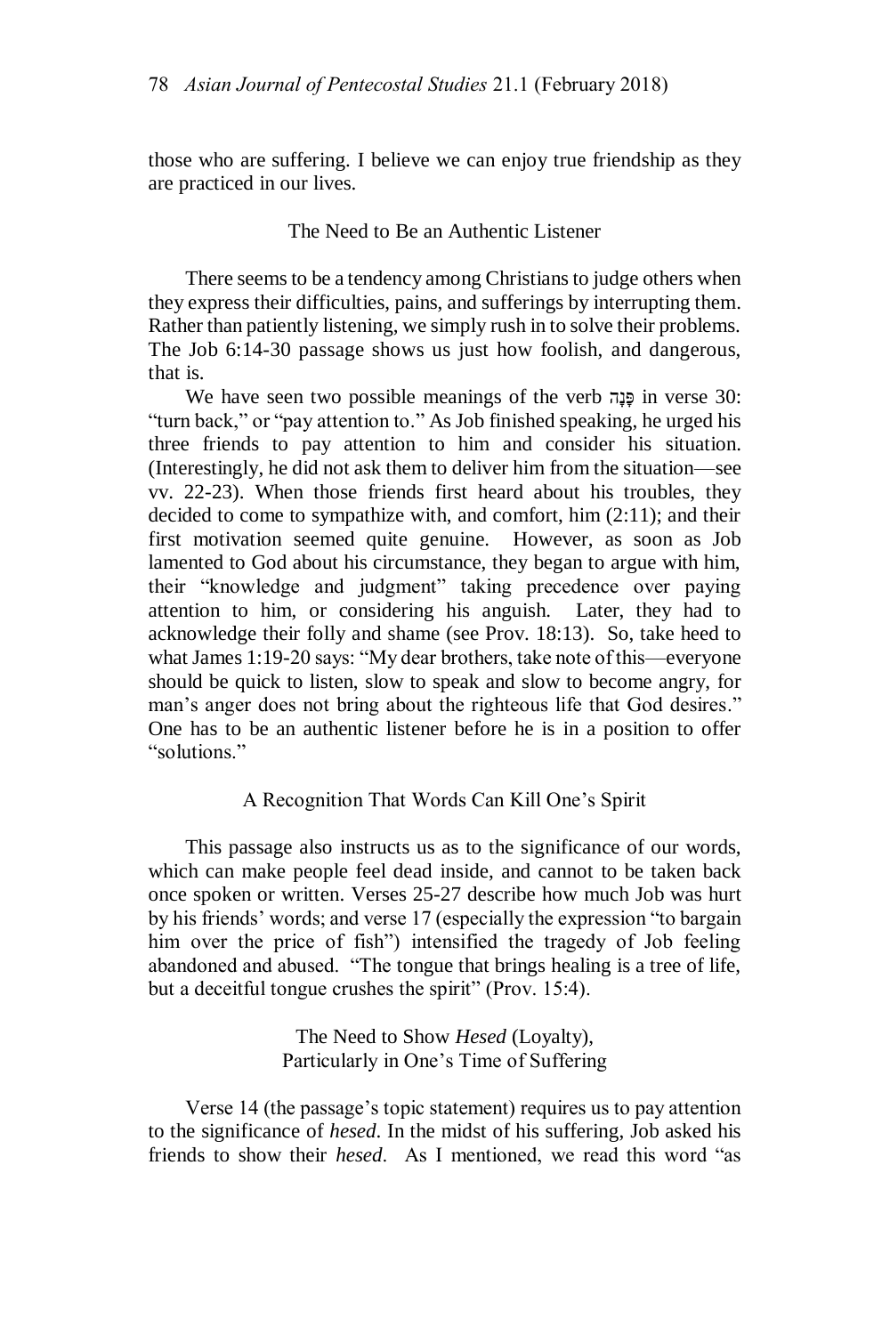those who are suffering. I believe we can enjoy true friendship as they are practiced in our lives.

### The Need to Be an Authentic Listener

There seems to be a tendency among Christians to judge others when they express their difficulties, pains, and sufferings by interrupting them. Rather than patiently listening, we simply rush in to solve their problems. The Job 6:14-30 passage shows us just how foolish, and dangerous, that is.

We have seen two possible meanings of the verb פָּנָה in verse 30: "turn back," or "pay attention to." As Job finished speaking, he urged his three friends to pay attention to him and consider his situation. (Interestingly, he did not ask them to deliver him from the situation—see vv. 22-23). When those friends first heard about his troubles, they decided to come to sympathize with, and comfort, him (2:11); and their first motivation seemed quite genuine. However, as soon as Job lamented to God about his circumstance, they began to argue with him, their "knowledge and judgment" taking precedence over paying attention to him, or considering his anguish. Later, they had to acknowledge their folly and shame (see Prov. 18:13). So, take heed to what James 1:19-20 says: "My dear brothers, take note of this—everyone should be quick to listen, slow to speak and slow to become angry, for man's anger does not bring about the righteous life that God desires." One has to be an authentic listener before he is in a position to offer "solutions."

### A Recognition That Words Can Kill One's Spirit

This passage also instructs us as to the significance of our words, which can make people feel dead inside, and cannot to be taken back once spoken or written. Verses 25-27 describe how much Job was hurt by his friends' words; and verse 17 (especially the expression "to bargain him over the price of fish") intensified the tragedy of Job feeling abandoned and abused. "The tongue that brings healing is a tree of life, but a deceitful tongue crushes the spirit" (Prov. 15:4).

### The Need to Show *Hesed* (Loyalty), Particularly in One's Time of Suffering

Verse 14 (the passage's topic statement) requires us to pay attention to the significance of *hesed*. In the midst of his suffering, Job asked his friends to show their *hesed*. As I mentioned, we read this word "as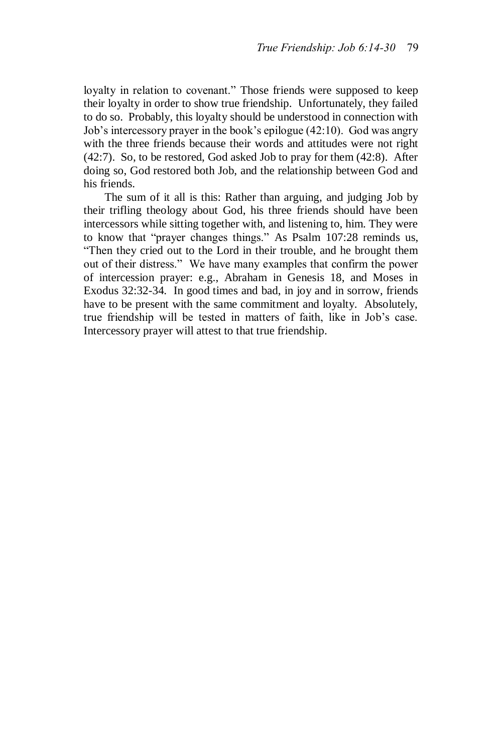loyalty in relation to covenant." Those friends were supposed to keep their loyalty in order to show true friendship. Unfortunately, they failed to do so. Probably, this loyalty should be understood in connection with Job's intercessory prayer in the book's epilogue (42:10). God was angry with the three friends because their words and attitudes were not right (42:7). So, to be restored, God asked Job to pray for them (42:8). After doing so, God restored both Job, and the relationship between God and his friends.

The sum of it all is this: Rather than arguing, and judging Job by their trifling theology about God, his three friends should have been intercessors while sitting together with, and listening to, him. They were to know that "prayer changes things." As Psalm 107:28 reminds us, "Then they cried out to the Lord in their trouble, and he brought them out of their distress." We have many examples that confirm the power of intercession prayer: e.g., Abraham in Genesis 18, and Moses in Exodus 32:32-34. In good times and bad, in joy and in sorrow, friends have to be present with the same commitment and loyalty. Absolutely, true friendship will be tested in matters of faith, like in Job's case. Intercessory prayer will attest to that true friendship.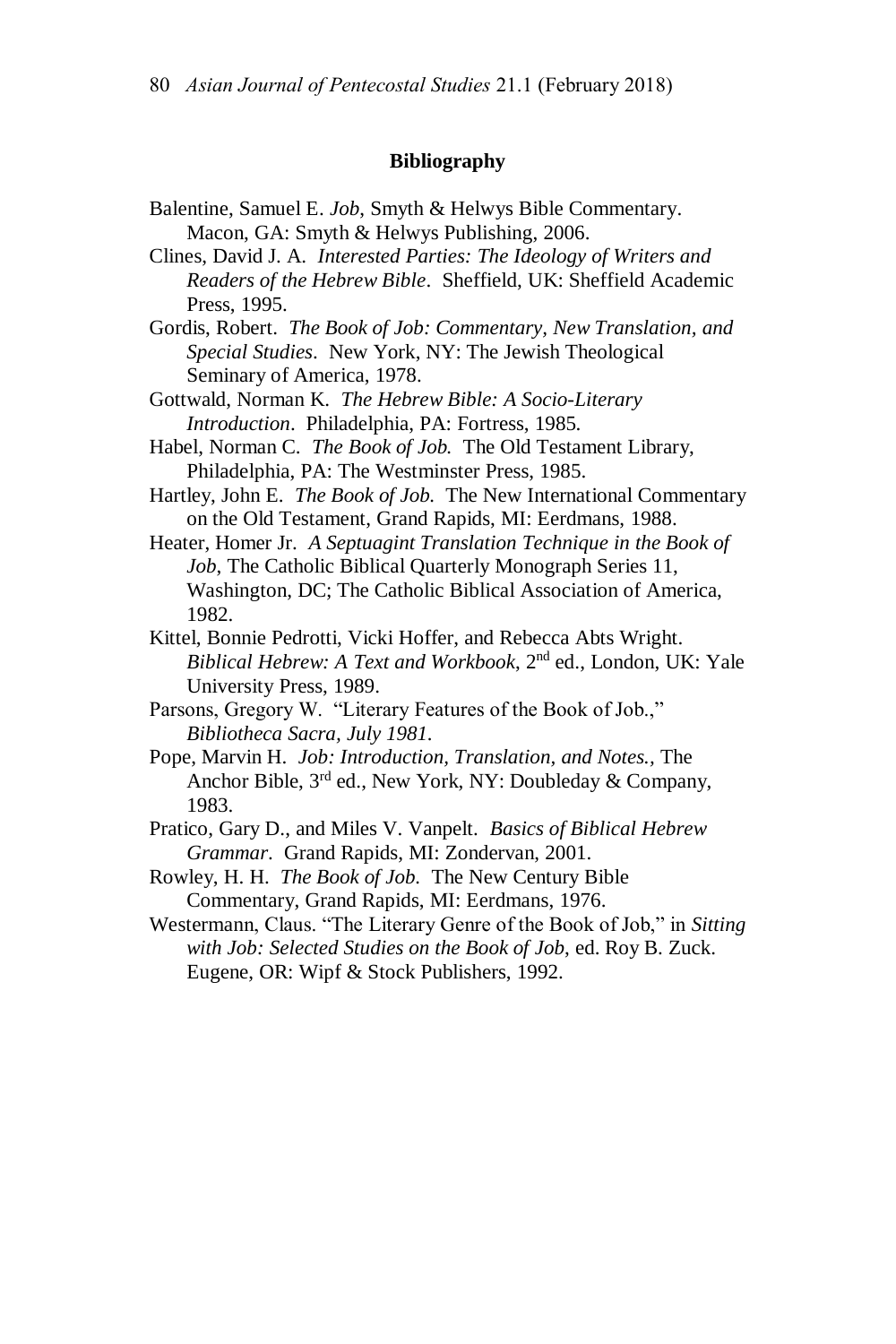## Bibliography

Balentine, Samuel E. *Job*, Smyth & Helwys Bible Commentary. Macon, GA: Smyth & Helwys Publishing, 2006.

Clines, David J. A. *Interested Parties: The Ideology of Writers and Readers of the Hebrew Bible*. Sheffield, UK: Sheffield Academic Press, 1995.

Gordis, Robert. *The Book of Job: Commentary, New Translation, and Special Studies*. New York, NY: The Jewish Theological Seminary of America, 1978.

Gottwald, Norman K. *The Hebrew Bible: A Socio-Literary Introduction*. Philadelphia, PA: Fortress, 1985.

Habel, Norman C. *The Book of Job.* The Old Testament Library, Philadelphia, PA: The Westminster Press, 1985.

Hartley, John E. *The Book of Job.* The New International Commentary on the Old Testament, Grand Rapids, MI: Eerdmans, 1988.

Heater, Homer Jr. *A Septuagint Translation Technique in the Book of Job*, The Catholic Biblical Quarterly Monograph Series 11, Washington, DC; The Catholic Biblical Association of America, 1982.

Kittel, Bonnie Pedrotti, Vicki Hoffer, and Rebecca Abts Wright. *Biblical Hebrew: A Text and Workbook*, 2nd ed., London, UK: Yale University Press, 1989.

Parsons, Gregory W. "Literary Features of the Book of Job.," *Bibliotheca Sacra, July 1981.*

Pope, Marvin H. *Job: Introduction, Translation, and Notes.*, The Anchor Bible, 3rd ed., New York, NY: Doubleday & Company, 1983.

Pratico, Gary D., and Miles V. Vanpelt. *Basics of Biblical Hebrew Grammar*. Grand Rapids, MI: Zondervan, 2001.

Rowley, H. H. *The Book of Job.* The New Century Bible Commentary, Grand Rapids, MI: Eerdmans, 1976.

Westermann, Claus. "The Literary Genre of the Book of Job," in *Sitting with Job: Selected Studies on the Book of Job*, ed. Roy B. Zuck. Eugene, OR: Wipf & Stock Publishers, 1992.